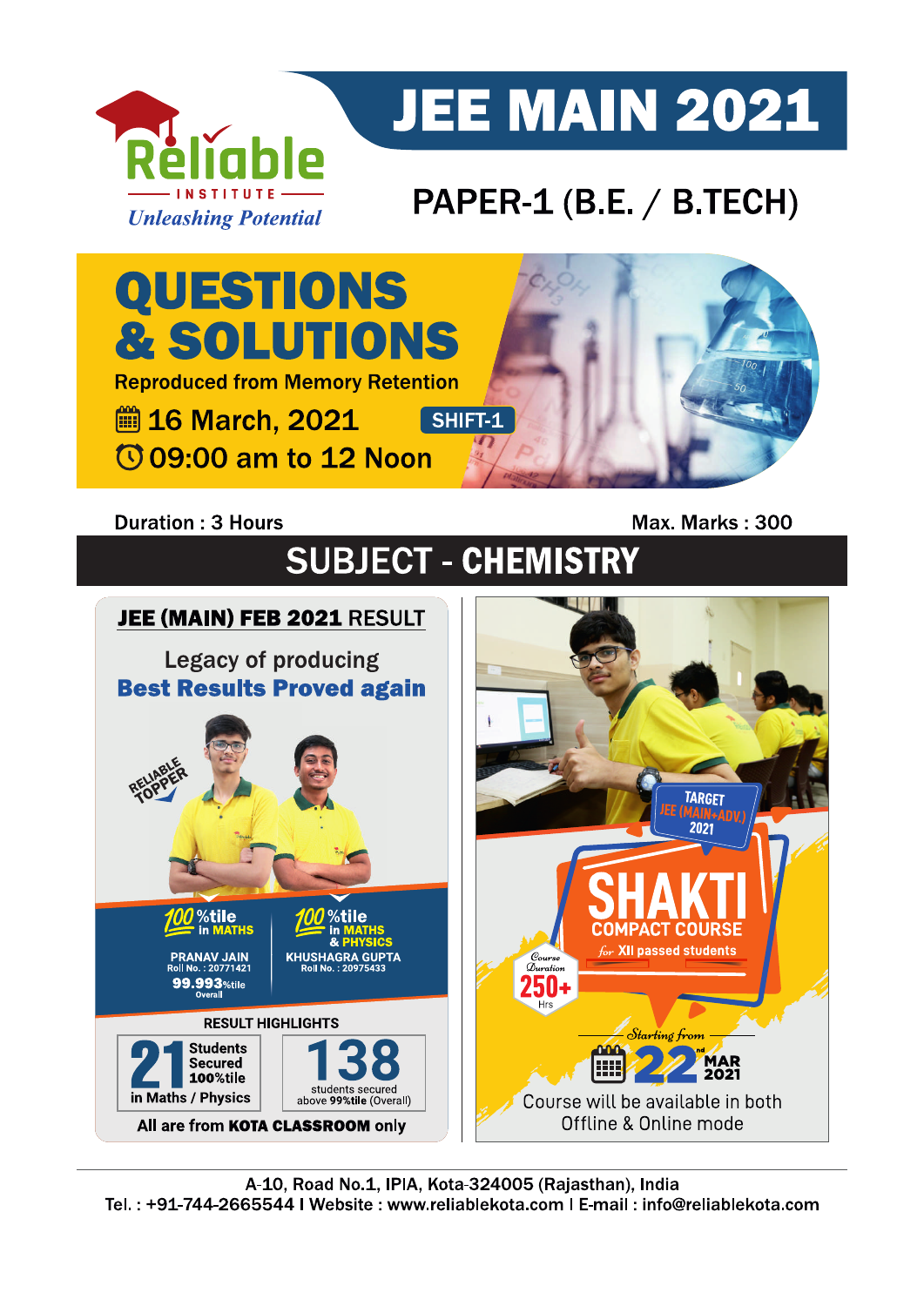# JEE MAIN 2021

Reliable INSTITUTE
*Unleashing Potential*

## PAPER-1 (B.E. / B.TECH)

# QUESTIONS & SOLUTIONS

Reproduced from Memory Retention

16 March, 2021 SHIFT-1

09:00 am to 12 Noon

Duration : 3 Hours Max. Marks : 300

## SUBJECT - CHEMISTRY

**JEE (MAIN) FEB 2021 RESULT**

Legacy of producing
**Best Results Proved again**

RELIABLE TOPPER

100%tile in MATHS
PRANAV JAIN
Roll No. : 20771421
99.993%tile Overall

100%tile in MATHS & PHYSICS
KHUSHAGRA GUPTA
Roll No. : 20975433

RESULT HIGHLIGHTS

21 Students Secured 100%tile in Maths / Physics

138 students secured above 99%tile (Overall)

All are from **KOTA CLASSROOM** only

TARGET JEE (MAIN+ADV.) 2021

**SHAKTI**
COMPACT COURSE
for XII passed students

Course Duration 250+ Hrs

Starting from 22nd MAR 2021

Course will be available in both Offline & Online mode

A-10, Road No.1, IPIA, Kota-324005 (Rajasthan), India
Tel. : +91-744-2665544 I Website : www.reliablekota.com I E-mail : info@reliablekota.com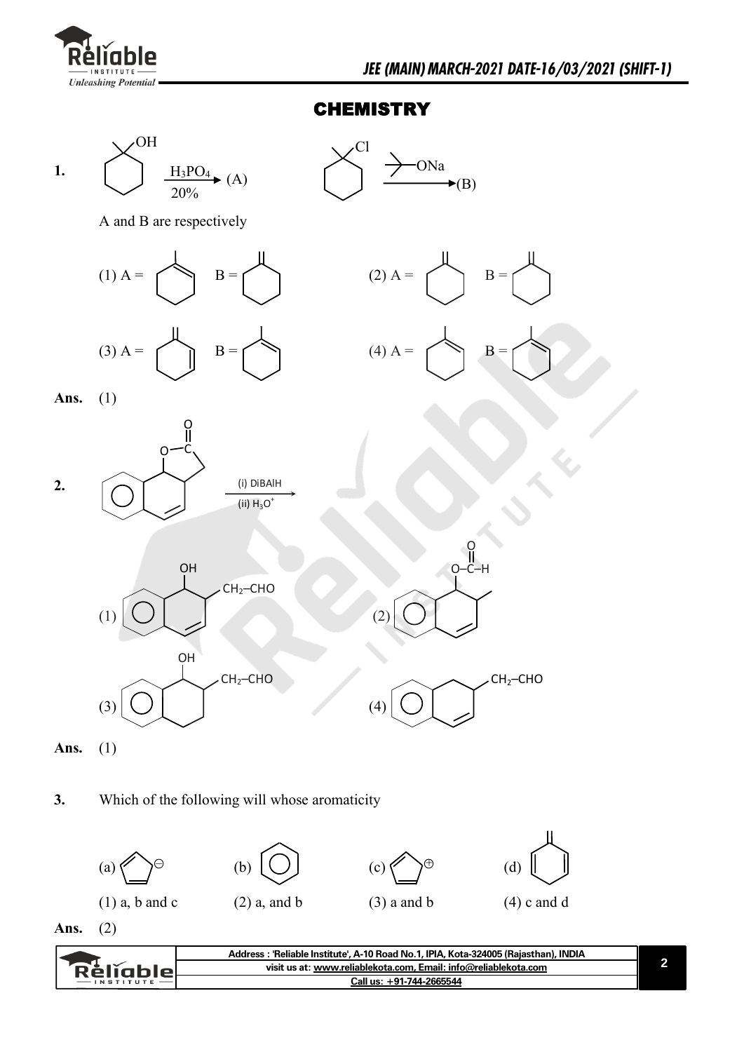# CHEMISTRY

**1.** (1-methylcyclohexanol) $\xrightarrow[20\%]{H_3PO_4}$ (A) (1-chloro-1-methylcyclohexane) $\xrightarrow{(CH_3)_3C\text{–}ONa}$ (B)

A and B are respectively

(1) A = 1-methylcyclohexene, B = methylenecyclohexane

(2) A = methylenecyclohexane, B = methylenecyclohexane

(3) A = methylenecyclohexane, B = 1-methylcyclohexene

(4) A = 1-methylcyclohexene, B = 1-methylcyclohexene

**Ans.** (1)

**2.** (lactone fused to dihydronaphthalene ring, O–C(=O)) $\xrightarrow[\text{(ii) } H_3O^+]{\text{(i) DiBAlH}}$

(1) OH and $CH_2\text{–}CHO$ substituted dihydronaphthalene (double bond retained)

(2) $O\text{–}\overset{O}{\overset{\|}{C}}\text{–}H$ and methyl substituted dihydronaphthalene (double bond retained)

(3) OH and $CH_2\text{–}CHO$ substituted tetrahydronaphthalene

(4) $CH_2\text{–}CHO$ substituted dihydronaphthalene

**Ans.** (1)

**3.** Which of the following will whose aromaticity

(a) cyclopentadienyl anion (⊖)  (b) benzene  (c) cyclopentadienyl cation (⊕)  (d) methylenecyclohexadiene

(1) a, b and c  (2) a, and b  (3) a and b  (4) c and d

**Ans.** (2)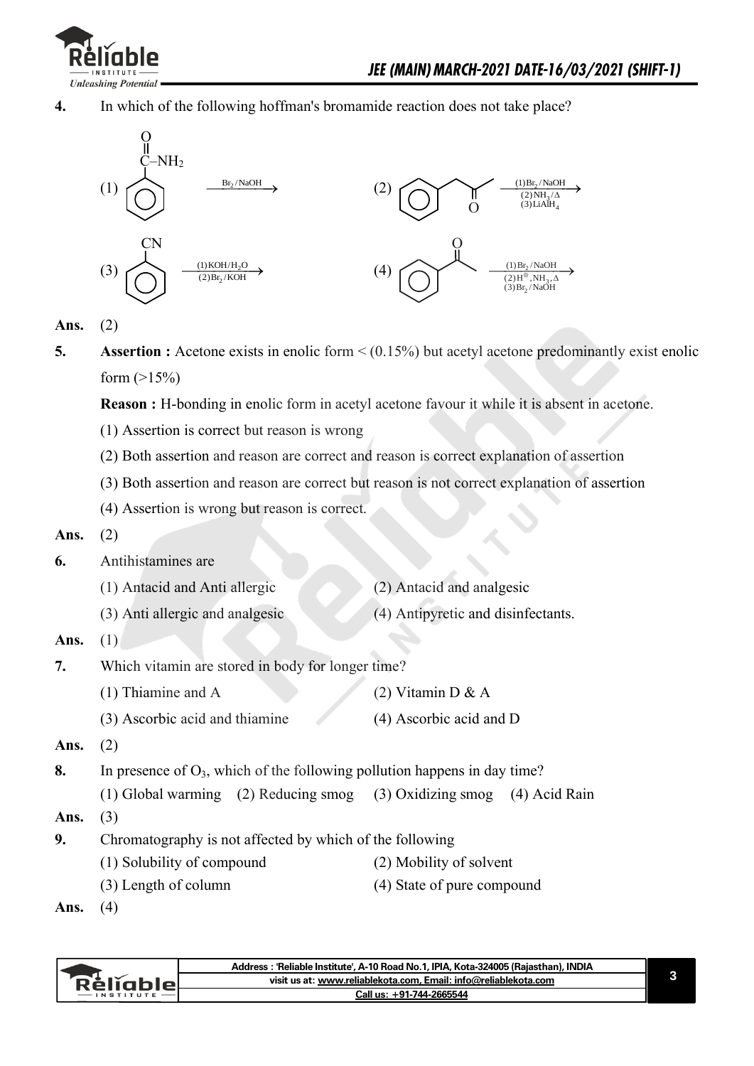**4.** In which of the following hoffman's bromamide reaction does not take place?

(1) Benzamide ($C_6H_5CONH_2$) $\xrightarrow{Br_2/NaOH}$

(2) $C_6H_5CH_2COCH_3$ $\xrightarrow[(2)\,NH_3/\Delta \\ (3)\,LiAlH_4]{(1)\,Br_2/NaOH}$

(3) Benzonitrile ($C_6H_5CN$) $\xrightarrow[(2)\,Br_2/KOH]{(1)\,KOH/H_2O}$

(4) $C_6H_5COCH_3$ $\xrightarrow[(2)\,H^{\oplus},NH_3,\Delta \\ (3)\,Br_2/NaOH]{(1)\,Br_2/NaOH}$

**Ans.** (2)

**5.** **Assertion :** Acetone exists in enolic form < (0.15%) but acetyl acetone predominantly exist enolic form (>15%)

**Reason :** H-bonding in enolic form in acetyl acetone favour it while it is absent in acetone.

(1) Assertion is correct but reason is wrong

(2) Both assertion and reason are correct and reason is correct explanation of assertion

(3) Both assertion and reason are correct but reason is not correct explanation of assertion

(4) Assertion is wrong but reason is correct.

**Ans.** (2)

**6.** Antihistamines are

(1) Antacid and Anti allergic
(2) Antacid and analgesic
(3) Anti allergic and analgesic
(4) Antipyretic and disinfectants.

**Ans.** (1)

**7.** Which vitamin are stored in body for longer time?

(1) Thiamine and A
(2) Vitamin D & A
(3) Ascorbic acid and thiamine
(4) Ascorbic acid and D

**Ans.** (2)

**8.** In presence of $O_3$, which of the following pollution happens in day time?

(1) Global warming (2) Reducing smog (3) Oxidizing smog (4) Acid Rain

**Ans.** (3)

**9.** Chromatography is not affected by which of the following

(1) Solubility of compound
(2) Mobility of solvent
(3) Length of column
(4) State of pure compound

**Ans.** (4)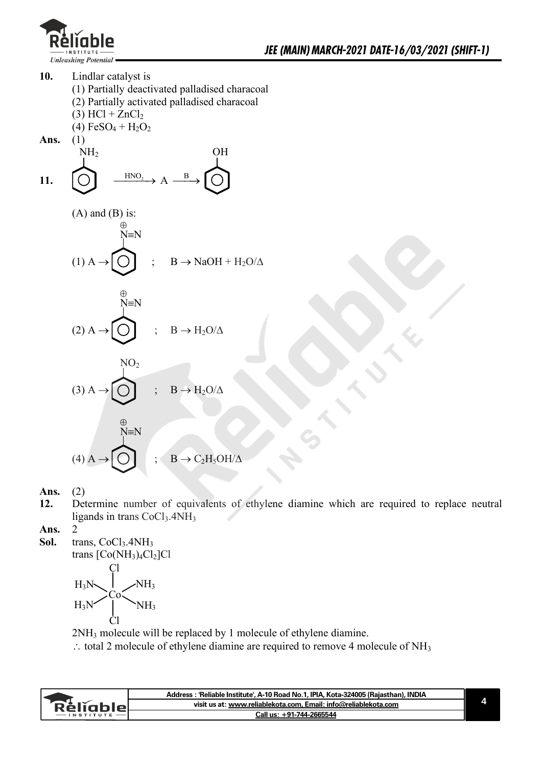**10.** Lindlar catalyst is

(1) Partially deactivated palladised characoal

(2) Partially activated palladised characoal

(3) $HCl + ZnCl_2$

(4) $FeSO_4 + H_2O_2$

**Ans.** (1)

**11.** $C_6H_5NH_2 \xrightarrow{HNO_2} A \xrightarrow{B} C_6H_5OH$

(A) and (B) is:

(1) $A \rightarrow C_6H_5\overset{\oplus}{N}\equiv N$ ; $B \rightarrow NaOH + H_2O/\Delta$

(2) $A \rightarrow C_6H_5\overset{\oplus}{N}\equiv N$ ; $B \rightarrow H_2O/\Delta$

(3) $A \rightarrow C_6H_5NO_2$ ; $B \rightarrow H_2O/\Delta$

(4) $A \rightarrow C_6H_5\overset{\oplus}{N}\equiv N$ ; $B \rightarrow C_2H_5OH/\Delta$

**Ans.** (2)

**12.** Determine number of equivalents of ethylene diamine which are required to replace neutral ligands in trans $CoCl_3.4NH_3$

**Ans.** 2

**Sol.** trans, $CoCl_3.4NH_3$

trans $[Co(NH_3)_4Cl_2]Cl$

(Octahedral Co with two Cl trans (top and bottom) and four $NH_3$ in the equatorial plane)

$2NH_3$ molecule will be replaced by 1 molecule of ethylene diamine.

$\therefore$ total 2 molecule of ethylene diamine are required to remove 4 molecule of $NH_3$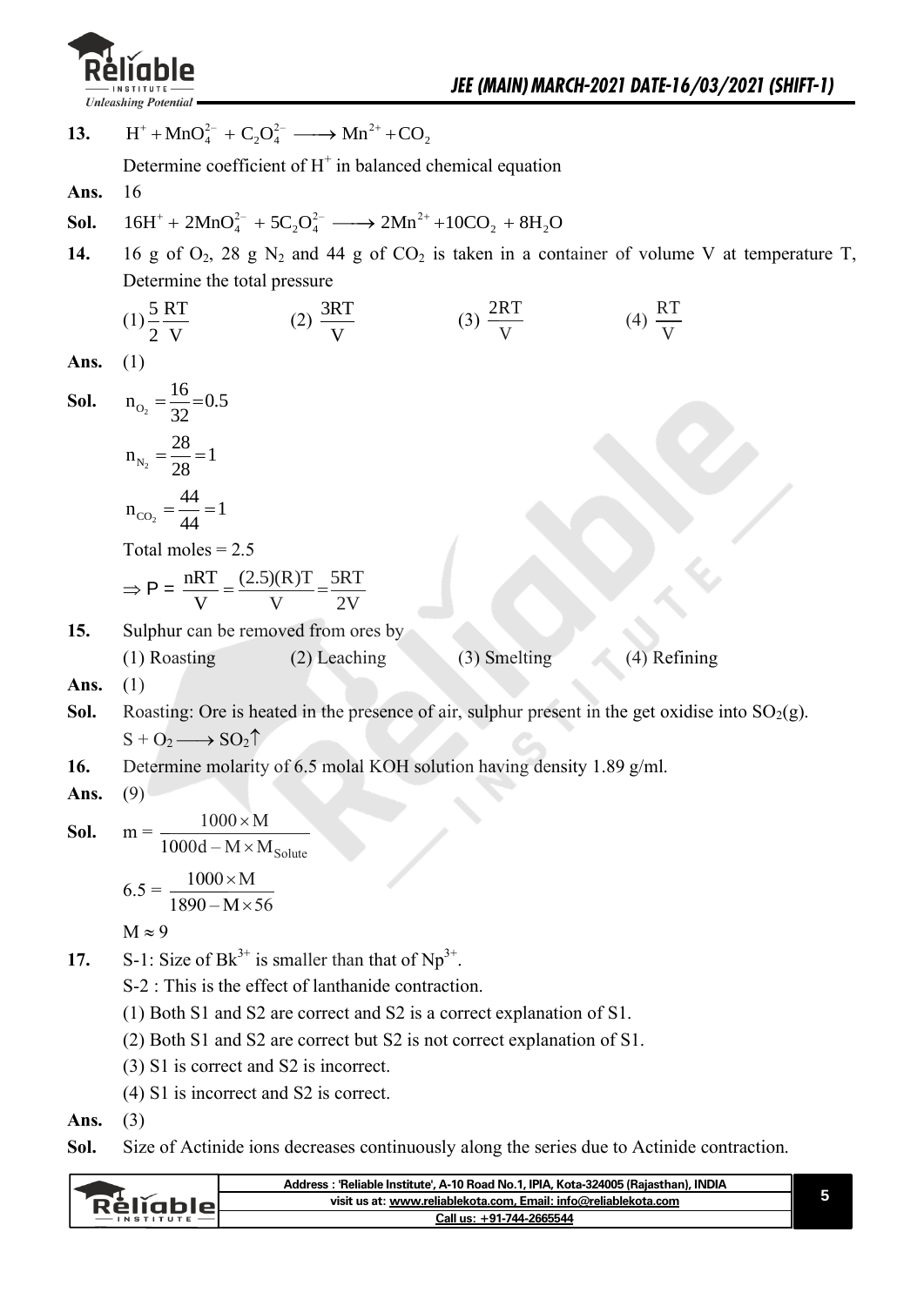**13.** $H^+ + MnO_4^{2-} + C_2O_4^{2-} \longrightarrow Mn^{2+} + CO_2$

Determine coefficient of $H^+$ in balanced chemical equation

**Ans.** 16

**Sol.** $16H^+ + 2MnO_4^{2-} + 5C_2O_4^{2-} \longrightarrow 2Mn^{2+} + 10CO_2 + 8H_2O$

**14.** 16 g of $O_2$, 28 g $N_2$ and 44 g of $CO_2$ is taken in a container of volume V at temperature T, Determine the total pressure

(1) $\frac{5}{2}\frac{RT}{V}$ (2) $\frac{3RT}{V}$ (3) $\frac{2RT}{V}$ (4) $\frac{RT}{V}$

**Ans.** (1)

**Sol.** $n_{O_2} = \frac{16}{32} = 0.5$

$n_{N_2} = \frac{28}{28} = 1$

$n_{CO_2} = \frac{44}{44} = 1$

Total moles = 2.5

$\Rightarrow P = \frac{nRT}{V} = \frac{(2.5)(R)T}{V} = \frac{5RT}{2V}$

**15.** Sulphur can be removed from ores by

(1) Roasting (2) Leaching (3) Smelting (4) Refining

**Ans.** (1)

**Sol.** Roasting: Ore is heated in the presence of air, sulphur present in the get oxidise into $SO_2(g)$.

$S + O_2 \longrightarrow SO_2\uparrow$

**16.** Determine molarity of 6.5 molal KOH solution having density 1.89 g/ml.

**Ans.** (9)

**Sol.** $m = \frac{1000 \times M}{1000d - M \times M_{Solute}}$

$6.5 = \frac{1000 \times M}{1890 - M \times 56}$

$M \approx 9$

**17.** S-1: Size of $Bk^{3+}$ is smaller than that of $Np^{3+}$.

S-2 : This is the effect of lanthanide contraction.

(1) Both S1 and S2 are correct and S2 is a correct explanation of S1.

(2) Both S1 and S2 are correct but S2 is not correct explanation of S1.

(3) S1 is correct and S2 is incorrect.

(4) S1 is incorrect and S2 is correct.

**Ans.** (3)

**Sol.** Size of Actinide ions decreases continuously along the series due to Actinide contraction.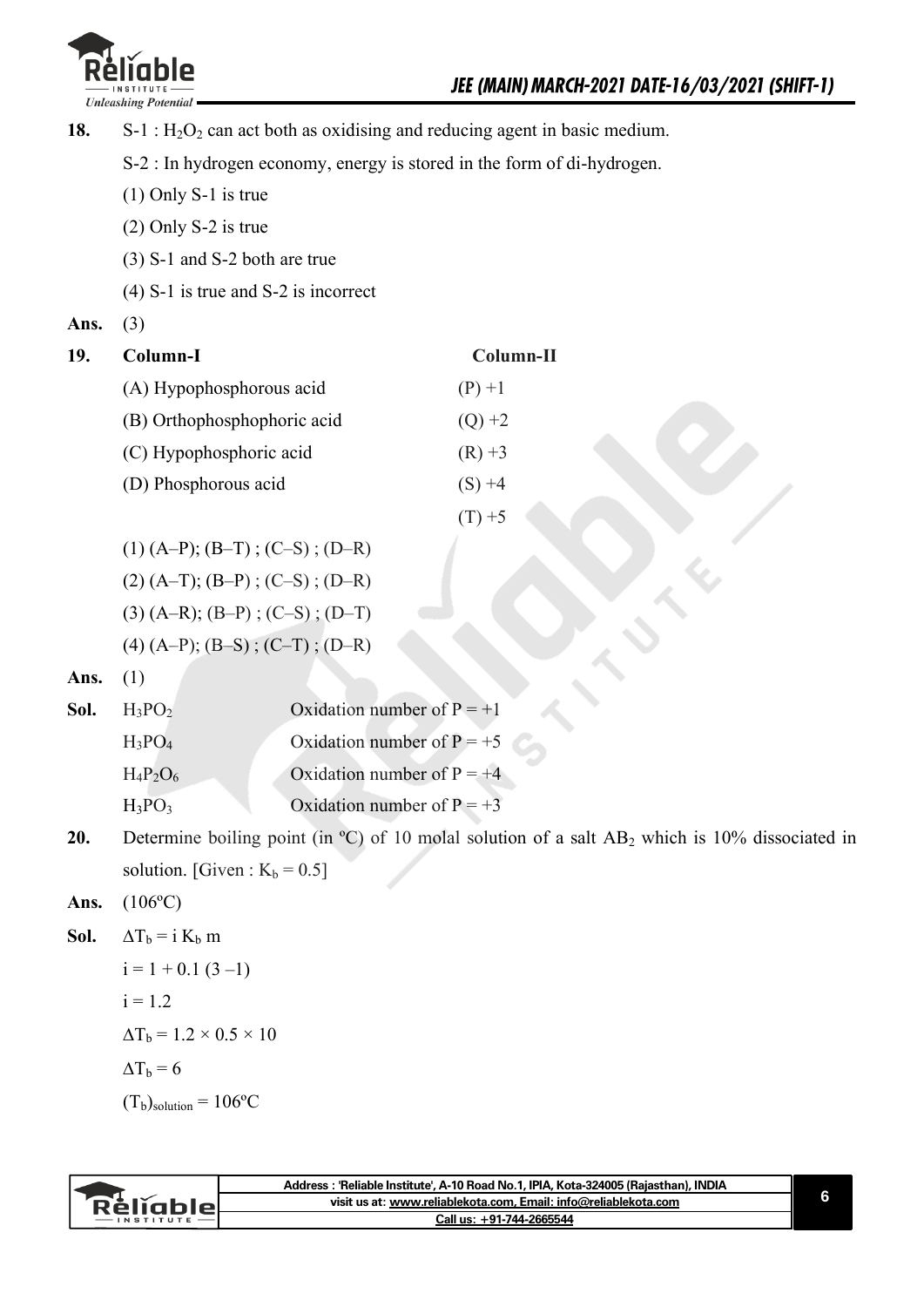**18.** S-1 : $H_2O_2$ can act both as oxidising and reducing agent in basic medium.

S-2 : In hydrogen economy, energy is stored in the form of di-hydrogen.

(1) Only S-1 is true

(2) Only S-2 is true

(3) S-1 and S-2 both are true

(4) S-1 is true and S-2 is incorrect

**Ans.** (3)

**19.**

| **Column-I** | **Column-II** |
|---|---|
| (A) Hypophosphorous acid | (P) +1 |
| (B) Orthophosphophoric acid | (Q) +2 |
| (C) Hypophosphoric acid | (R) +3 |
| (D) Phosphorous acid | (S) +4 |
| | (T) +5 |

(1) (A–P); (B–T) ; (C–S) ; (D–R)

(2) (A–T); (B–P) ; (C–S) ; (D–R)

(3) (A–R); (B–P) ; (C–S) ; (D–T)

(4) (A–P); (B–S) ; (C–T) ; (D–R)

**Ans.** (1)

**Sol.**

| | |
|---|---|
| $H_3PO_2$ | Oxidation number of P = +1 |
| $H_3PO_4$ | Oxidation number of P = +5 |
| $H_4P_2O_6$ | Oxidation number of P = +4 |
| $H_3PO_3$ | Oxidation number of P = +3 |

**20.** Determine boiling point (in ºC) of 10 molal solution of a salt $AB_2$ which is 10% dissociated in solution. [Given : $K_b = 0.5$]

**Ans.** (106ºC)

**Sol.** $\Delta T_b = i\, K_b\, m$

$i = 1 + 0.1\,(3 - 1)$

$i = 1.2$

$\Delta T_b = 1.2 \times 0.5 \times 10$

$\Delta T_b = 6$

$(T_b)_{solution} = 106^{\circ}C$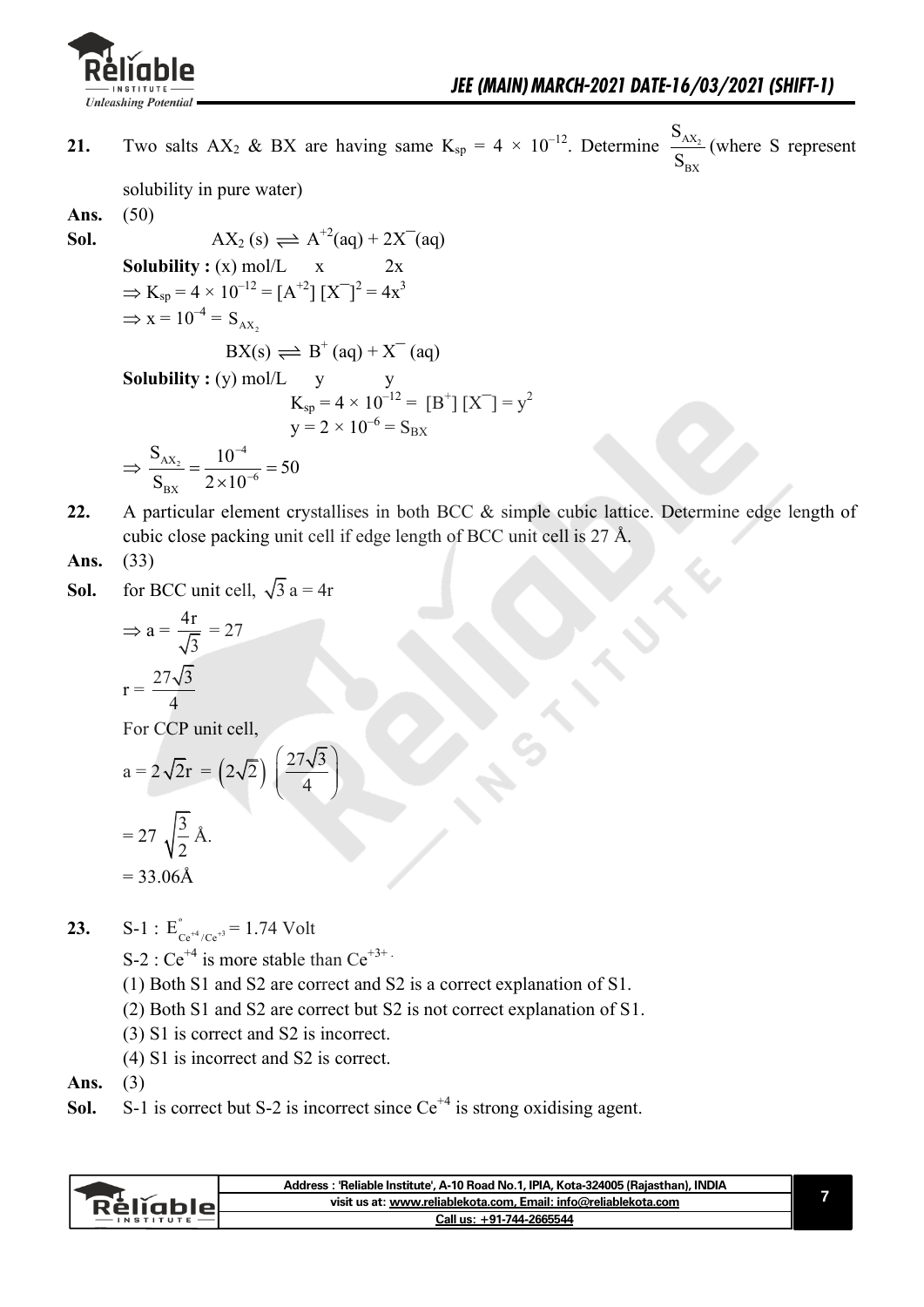**21.** Two salts $AX_2$ & $BX$ are having same $K_{sp} = 4 \times 10^{-12}$. Determine $\frac{S_{AX_2}}{S_{BX}}$ (where S represent solubility in pure water)

**Ans.** (50)

**Sol.** $AX_2(s) \rightleftharpoons A^{+2}(aq) + 2X^{-}(aq)$

**Solubility :** (x) mol/L $\quad$ x $\quad$ 2x

$\Rightarrow K_{sp} = 4 \times 10^{-12} = [A^{+2}][X^{-}]^2 = 4x^3$

$\Rightarrow x = 10^{-4} = S_{AX_2}$

$BX(s) \rightleftharpoons B^{+}(aq) + X^{-}(aq)$

**Solubility :** (y) mol/L $\quad$ y $\quad$ y

$K_{sp} = 4 \times 10^{-12} = [B^{+}][X^{-}] = y^2$

$y = 2 \times 10^{-6} = S_{BX}$

$$\Rightarrow \frac{S_{AX_2}}{S_{BX}} = \frac{10^{-4}}{2 \times 10^{-6}} = 50$$

**22.** A particular element crystallises in both BCC & simple cubic lattice. Determine edge length of cubic close packing unit cell if edge length of BCC unit cell is 27 Å.

**Ans.** (33)

**Sol.** for BCC unit cell, $\sqrt{3}\,a = 4r$

$$\Rightarrow a = \frac{4r}{\sqrt{3}} = 27$$

$$r = \frac{27\sqrt{3}}{4}$$

For CCP unit cell,

$$a = 2\sqrt{2}r = \left(2\sqrt{2}\right)\left(\frac{27\sqrt{3}}{4}\right)$$

$$= 27\sqrt{\frac{3}{2}}\ \text{Å}.$$

$= 33.06$Å

**23.** S-1 : $E^{\circ}_{Ce^{+4}/Ce^{+3}} = 1.74$ Volt

S-2 : $Ce^{+4}$ is more stable than $Ce^{+3+}$.

(1) Both S1 and S2 are correct and S2 is a correct explanation of S1.

(2) Both S1 and S2 are correct but S2 is not correct explanation of S1.

(3) S1 is correct and S2 is incorrect.

(4) S1 is incorrect and S2 is correct.

**Ans.** (3)

**Sol.** S-1 is correct but S-2 is incorrect since $Ce^{+4}$ is strong oxidising agent.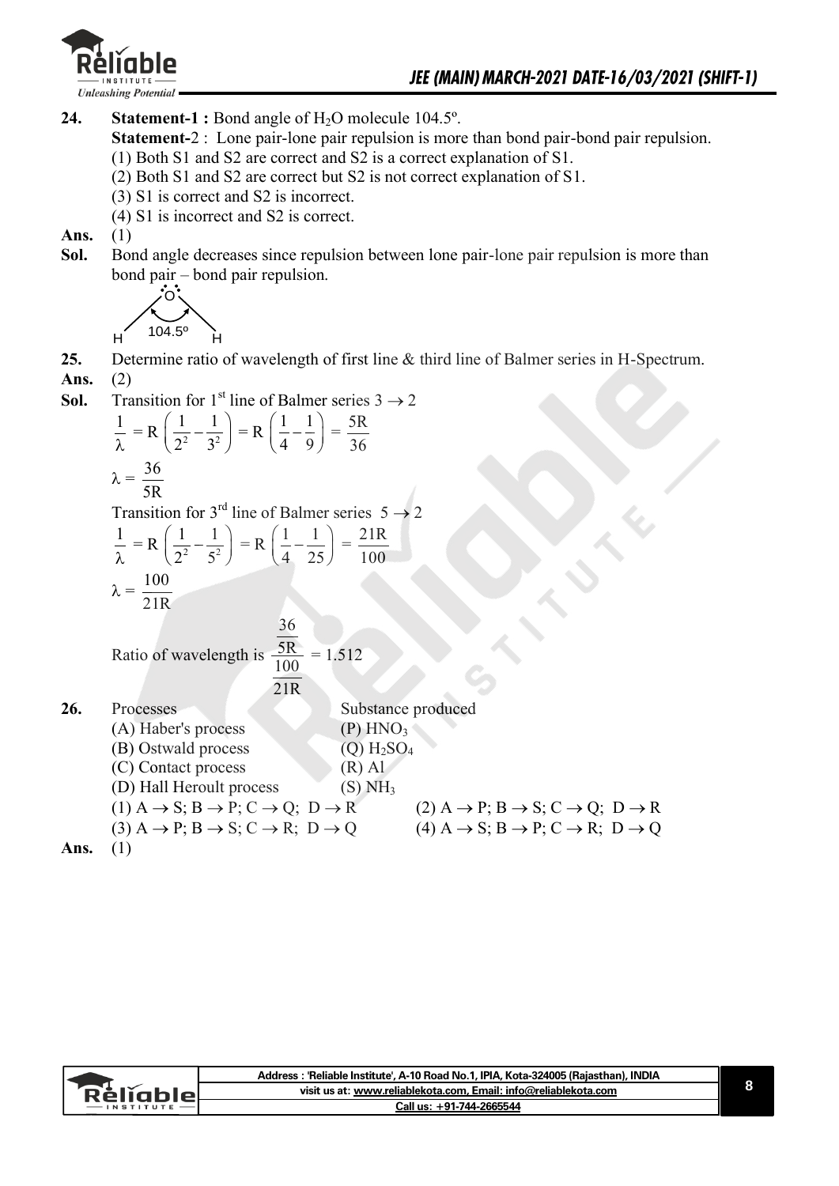**24.** **Statement-1 :** Bond angle of $H_2O$ molecule 104.5º.

**Statement-2** : Lone pair-lone pair repulsion is more than bond pair-bond pair repulsion.

(1) Both S1 and S2 are correct and S2 is a correct explanation of S1.

(2) Both S1 and S2 are correct but S2 is not correct explanation of S1.

(3) S1 is correct and S2 is incorrect.

(4) S1 is incorrect and S2 is correct.

**Ans.** (1)

**Sol.** Bond angle decreases since repulsion between lone pair-lone pair repulsion is more than bond pair – bond pair repulsion.

O

H 104.5º H

**25.** Determine ratio of wavelength of first line & third line of Balmer series in H-Spectrum.

**Ans.** (2)

**Sol.** Transition for 1st line of Balmer series $3 \rightarrow 2$

$$\frac{1}{\lambda} = R\left(\frac{1}{2^2} - \frac{1}{3^2}\right) = R\left(\frac{1}{4} - \frac{1}{9}\right) = \frac{5R}{36}$$

$$\lambda = \frac{36}{5R}$$

Transition for 3rd line of Balmer series $5 \rightarrow 2$

$$\frac{1}{\lambda} = R\left(\frac{1}{2^2} - \frac{1}{5^2}\right) = R\left(\frac{1}{4} - \frac{1}{25}\right) = \frac{21R}{100}$$

$$\lambda = \frac{100}{21R}$$

Ratio of wavelength is $\dfrac{\frac{36}{5R}}{\frac{100}{21R}} = 1.512$

**26.**

| Processes | Substance produced |
|---|---|
| (A) Haber's process | (P) $HNO_3$ |
| (B) Ostwald process | (Q) $H_2SO_4$ |
| (C) Contact process | (R) Al |
| (D) Hall Heroult process | (S) $NH_3$ |

(1) $A \rightarrow S$; $B \rightarrow P$; $C \rightarrow Q$; $D \rightarrow R$

(2) $A \rightarrow P$; $B \rightarrow S$; $C \rightarrow Q$; $D \rightarrow R$

(3) $A \rightarrow P$; $B \rightarrow S$; $C \rightarrow R$; $D \rightarrow Q$

(4) $A \rightarrow S$; $B \rightarrow P$; $C \rightarrow R$; $D \rightarrow Q$

**Ans.** (1)